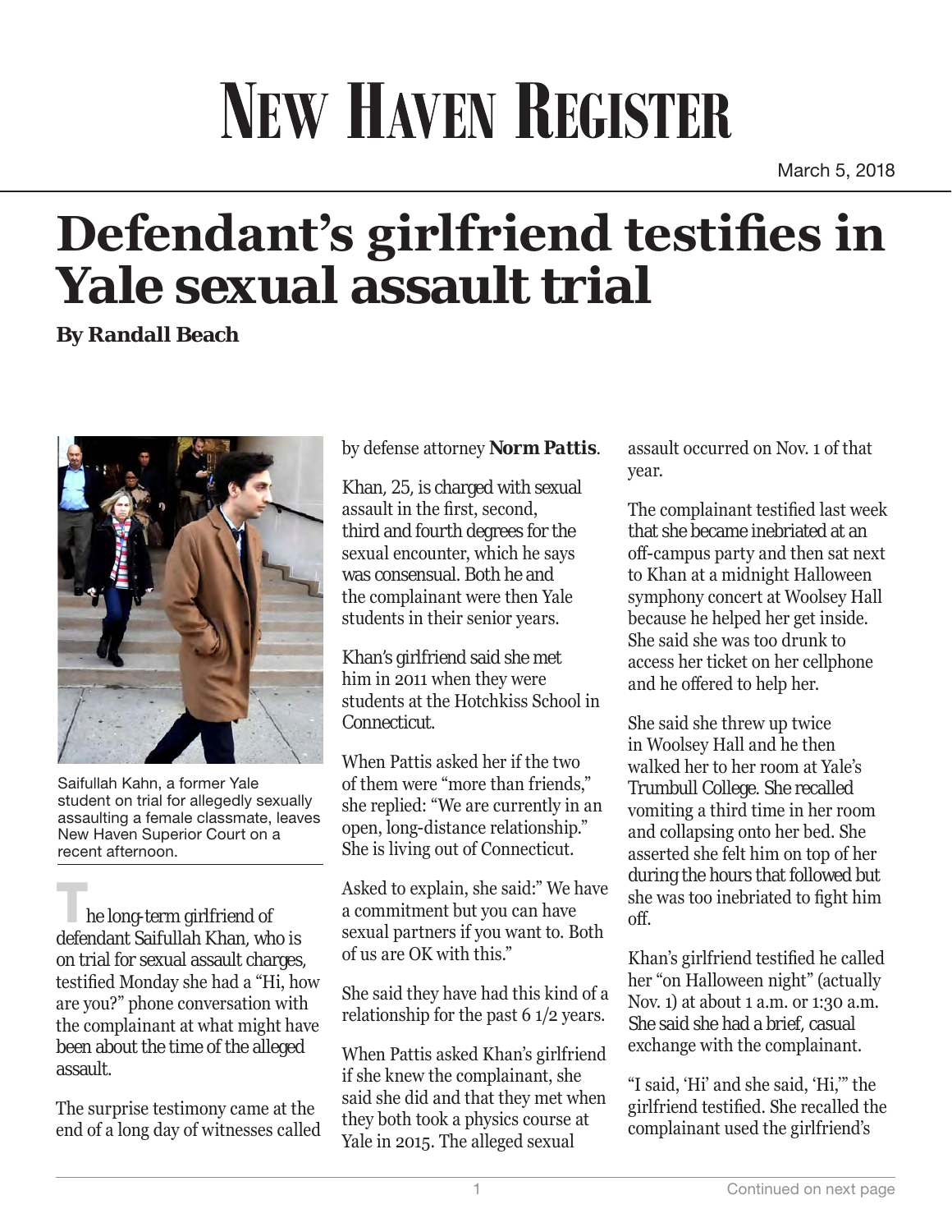# New Haven Register

March 5, 2018

# Defendant's girlfriend testifies in Yale sexual assault trial

**By Randall Beach**

Saifullah Kahn, a former Yale student on trial for allegedly sexually assaulting a female classmate, leaves New Haven Superior Court on a recent afternoon.

The long-term girlfriend of defendant Saifullah Khan, who is on trial for sexual assault charges, testified Monday she had a "Hi, how are you?" phone conversation with the complainant at what might have been about the time of the alleged assault.

The surprise testimony came at the end of a long day of witnesses called by defense attorney **Norm Pattis**.

Khan, 25, is charged with sexual assault in the first, second, third and fourth degrees for the sexual encounter, which he says was consensual. Both he and the complainant were then Yale students in their senior years.

Khan's girlfriend said she met him in 2011 when they were students at the Hotchkiss School in Connecticut.

When Pattis asked her if the two of them were "more than friends," she replied: "We are currently in an open, long-distance relationship." She is living out of Connecticut.

Asked to explain, she said:" We have a commitment but you can have sexual partners if you want to. Both of us are OK with this."

She said they have had this kind of a relationship for the past 6 1/2 years.

When Pattis asked Khan's girlfriend if she knew the complainant, she said she did and that they met when they both took a physics course at Yale in 2015. The alleged sexual assault occurred on Nov. 1 of that year.

The complainant testified last week that she became inebriated at an off-campus party and then sat next to Khan at a midnight Halloween symphony concert at Woolsey Hall because he helped her get inside. She said she was too drunk to access her ticket on her cellphone and he offered to help her.

She said she threw up twice in Woolsey Hall and he then walked her to her room at Yale's Trumbull College. She recalled vomiting a third time in her room and collapsing onto her bed. She asserted she felt him on top of her during the hours that followed but she was too inebriated to fight him off.

Khan's girlfriend testified he called her "on Halloween night" (actually Nov. 1) at about 1 a.m. or 1:30 a.m. She said she had a brief, casual exchange with the complainant.

"I said, 'Hi' and she said, 'Hi,'" the girlfriend testified. She recalled the complainant used the girlfriend's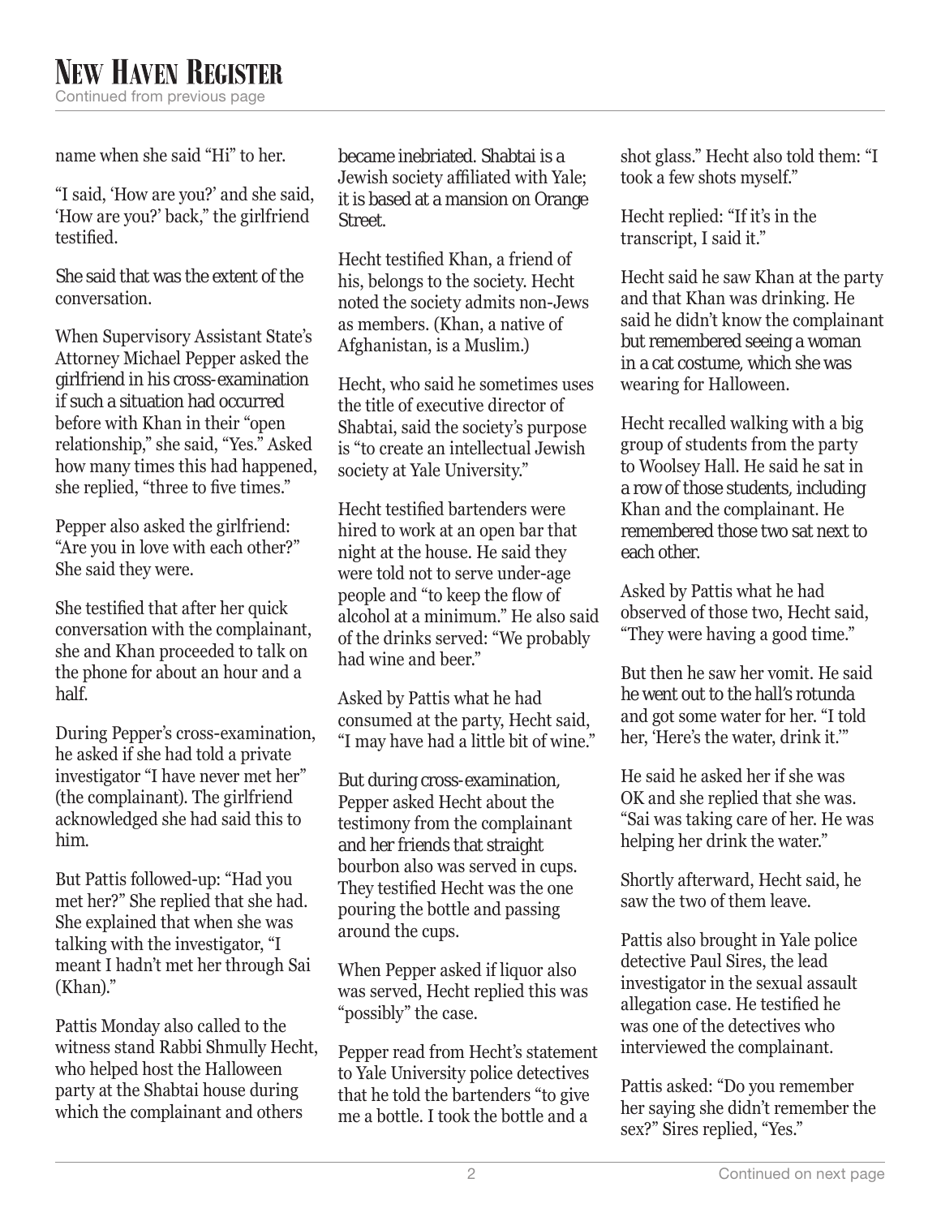name when she said "Hi" to her.

"I said, 'How are you?' and she said, 'How are you?' back," the girlfriend testified.

She said that was the extent of the conversation.

When Supervisory Assistant State's Attorney Michael Pepper asked the girlfriend in his cross-examination if such a situation had occurred before with Khan in their "open relationship," she said, "Yes." Asked how many times this had happened, she replied, "three to five times."

Pepper also asked the girlfriend: "Are you in love with each other?" She said they were.

She testified that after her quick conversation with the complainant, she and Khan proceeded to talk on the phone for about an hour and a half.

During Pepper's cross-examination, he asked if she had told a private investigator "I have never met her" (the complainant). The girlfriend acknowledged she had said this to him.

But Pattis followed-up: "Had you met her?" She replied that she had. She explained that when she was talking with the investigator, "I meant I hadn't met her through Sai (Khan)."

Pattis Monday also called to the witness stand Rabbi Shmully Hecht, who helped host the Halloween party at the Shabtai house during which the complainant and others became inebriated. Shabtai is a Jewish society affiliated with Yale; it is based at a mansion on Orange Street.

Hecht testified Khan, a friend of his, belongs to the society. Hecht noted the society admits non-Jews as members. (Khan, a native of Afghanistan, is a Muslim.)

Hecht, who said he sometimes uses the title of executive director of Shabtai, said the society's purpose is "to create an intellectual Jewish society at Yale University."

Hecht testified bartenders were hired to work at an open bar that night at the house. He said they were told not to serve under-age people and "to keep the flow of alcohol at a minimum." He also said of the drinks served: "We probably had wine and beer."

Asked by Pattis what he had consumed at the party, Hecht said, "I may have had a little bit of wine."

But during cross-examination, Pepper asked Hecht about the testimony from the complainant and her friends that straight bourbon also was served in cups. They testified Hecht was the one pouring the bottle and passing around the cups.

When Pepper asked if liquor also was served, Hecht replied this was "possibly" the case.

Pepper read from Hecht's statement to Yale University police detectives that he told the bartenders "to give me a bottle. I took the bottle and a shot glass." Hecht also told them: "I took a few shots myself."

Hecht replied: "If it's in the transcript, I said it."

Hecht said he saw Khan at the party and that Khan was drinking. He said he didn't know the complainant but remembered seeing a woman in a cat costume, which she was wearing for Halloween.

Hecht recalled walking with a big group of students from the party to Woolsey Hall. He said he sat in a row of those students, including Khan and the complainant. He remembered those two sat next to each other.

Asked by Pattis what he had observed of those two, Hecht said, "They were having a good time."

But then he saw her vomit. He said he went out to the hall's rotunda and got some water for her. "I told her, 'Here's the water, drink it.'"

He said he asked her if she was OK and she replied that she was. "Sai was taking care of her. He was helping her drink the water."

Shortly afterward, Hecht said, he saw the two of them leave.

Pattis also brought in Yale police detective Paul Sires, the lead investigator in the sexual assault allegation case. He testified he was one of the detectives who interviewed the complainant.

Pattis asked: "Do you remember her saying she didn't remember the sex?" Sires replied, "Yes."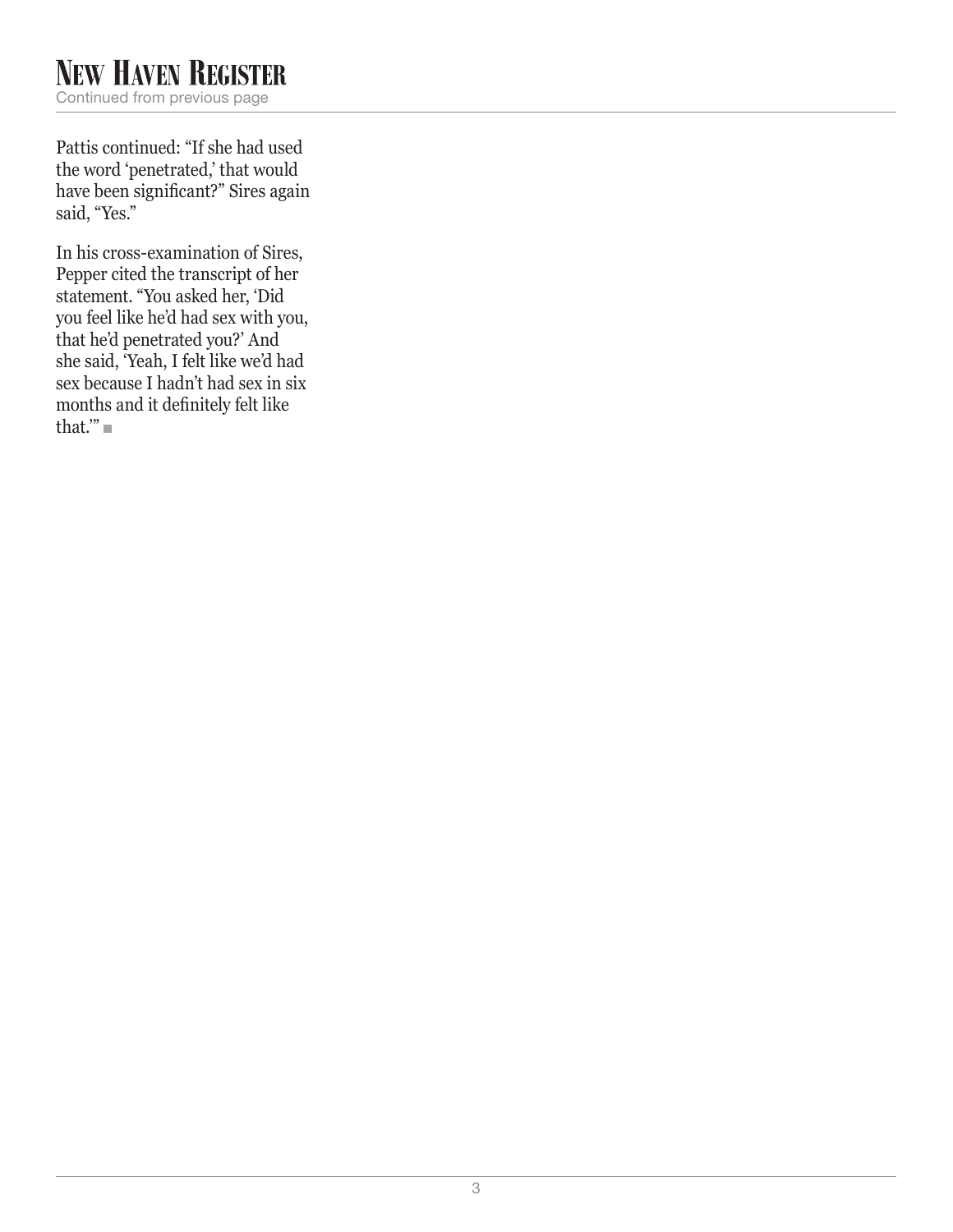Pattis continued: "If she had used the word 'penetrated,' that would have been significant?" Sires again said, "Yes."

In his cross-examination of Sires, Pepper cited the transcript of her statement. "You asked her, 'Did you feel like he'd had sex with you, that he'd penetrated you?' And she said, 'Yeah, I felt like we'd had sex because I hadn't had sex in six months and it definitely felt like that.'" ■